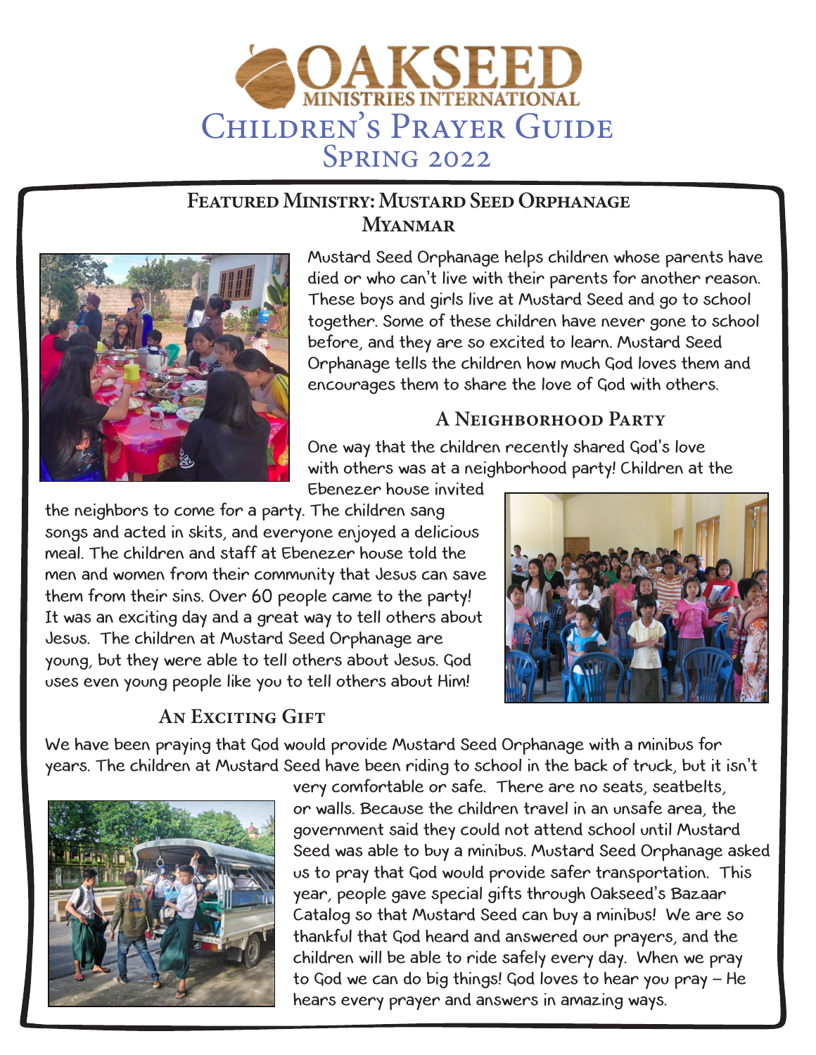# OAKSEED MINISTRIES INTERNATIONAL

# Children's Prayer Guide

## Spring 2022

## Featured Ministry: Mustard Seed Orphanage Myanmar

Mustard Seed Orphanage helps children whose parents have died or who can't live with their parents for another reason. These boys and girls live at Mustard Seed and go to school together. Some of these children have never gone to school before, and they are so excited to learn. Mustard Seed Orphanage tells the children how much God loves them and encourages them to share the love of God with others.

### A Neighborhood Party

One way that the children recently shared God's love with others was at a neighborhood party! Children at the Ebenezer house invited the neighbors to come for a party. The children sang songs and acted in skits, and everyone enjoyed a delicious meal. The children and staff at Ebenezer house told the men and women from their community that Jesus can save them from their sins. Over 60 people came to the party! It was an exciting day and a great way to tell others about Jesus. The children at Mustard Seed Orphanage are young, but they were able to tell others about Jesus. God uses even young people like you to tell others about Him!

### An Exciting Gift

We have been praying that God would provide Mustard Seed Orphanage with a minibus for years. The children at Mustard Seed have been riding to school in the back of truck, but it isn't very comfortable or safe. There are no seats, seatbelts, or walls. Because the children travel in an unsafe area, the government said they could not attend school until Mustard Seed was able to buy a minibus. Mustard Seed Orphanage asked us to pray that God would provide safer transportation. This year, people gave special gifts through Oakseed's Bazaar Catalog so that Mustard Seed can buy a minibus! We are so thankful that God heard and answered our prayers, and the children will be able to ride safely every day. When we pray to God we can do big things! God loves to hear you pray – He hears every prayer and answers in amazing ways.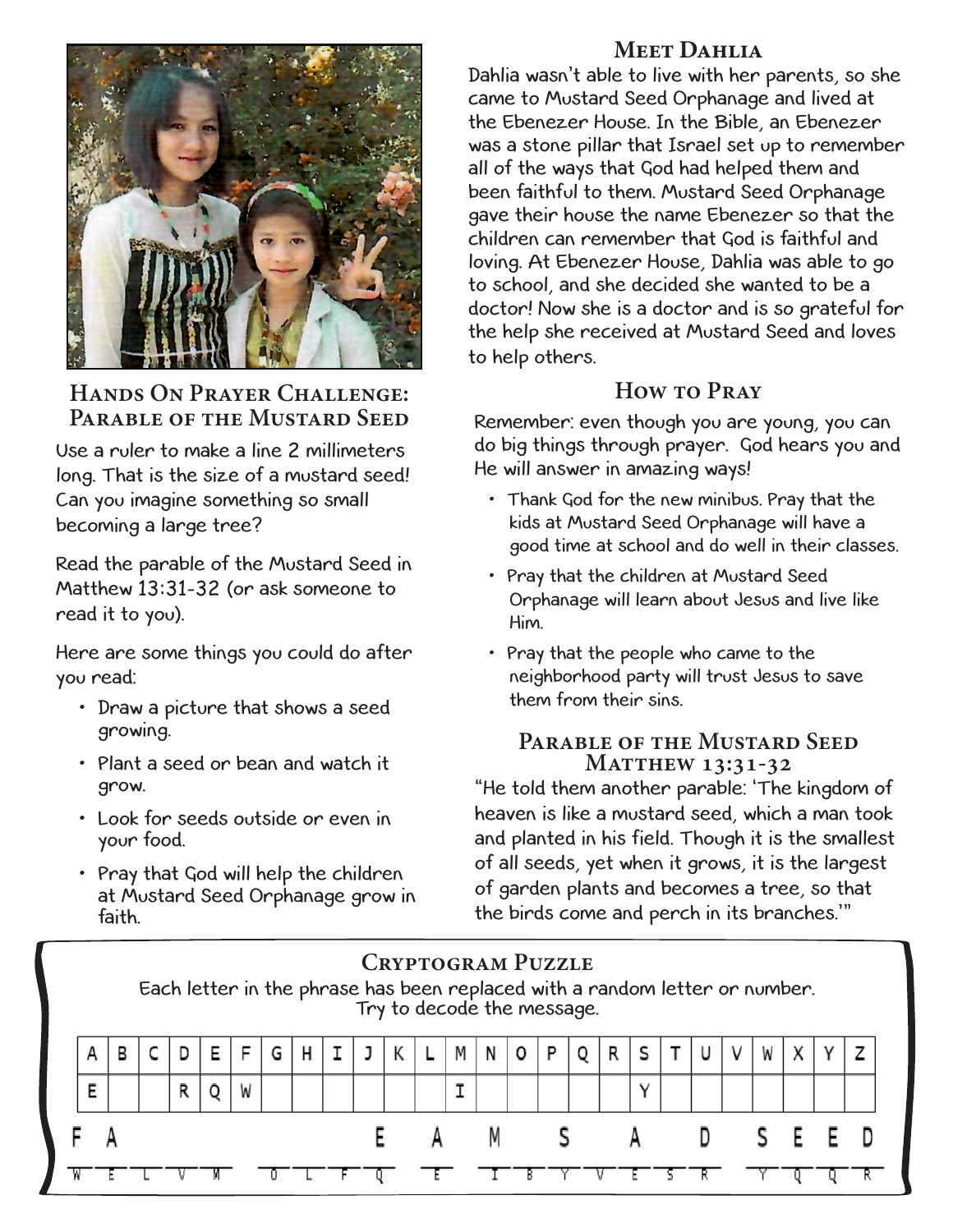## Meet Dahlia

Dahlia wasn't able to live with her parents, so she came to Mustard Seed Orphanage and lived at the Ebenezer House. In the Bible, an Ebenezer was a stone pillar that Israel set up to remember all of the ways that God had helped them and been faithful to them. Mustard Seed Orphanage gave their house the name Ebenezer so that the children can remember that God is faithful and loving. At Ebenezer House, Dahlia was able to go to school, and she decided she wanted to be a doctor! Now she is a doctor and is so grateful for the help she received at Mustard Seed and loves to help others.

## Hands On Prayer Challenge: Parable of the Mustard Seed

Use a ruler to make a line 2 millimeters long. That is the size of a mustard seed! Can you imagine something so small becoming a large tree?

Read the parable of the Mustard Seed in Matthew 13:31-32 (or ask someone to read it to you).

Here are some things you could do after you read:

- Draw a picture that shows a seed growing.
- Plant a seed or bean and watch it grow.
- Look for seeds outside or even in your food.
- Pray that God will help the children at Mustard Seed Orphanage grow in faith.

## How to Pray

Remember: even though you are young, you can do big things through prayer. God hears you and He will answer in amazing ways!

- Thank God for the new minibus. Pray that the kids at Mustard Seed Orphanage will have a good time at school and do well in their classes.
- Pray that the children at Mustard Seed Orphanage will learn about Jesus and live like Him.
- Pray that the people who came to the neighborhood party will trust Jesus to save them from their sins.

## Parable of the Mustard Seed Matthew 13:31-32

"He told them another parable: 'The kingdom of heaven is like a mustard seed, which a man took and planted in his field. Though it is the smallest of all seeds, yet when it grows, it is the largest of garden plants and becomes a tree, so that the birds come and perch in its branches.'"

## Cryptogram Puzzle

Each letter in the phrase has been replaced with a random letter or number. Try to decode the message.

| A | B | C | D | E | F | G | H | I | J | K | L | M | N | O | P | Q | R | S | T | U | V | W | X | Y | Z |
|---|---|---|---|---|---|---|---|---|---|---|---|---|---|---|---|---|---|---|---|---|---|---|---|---|---|
| E | | | R | Q | W | | | | | | | I | | | | | | Y | | | | | | | |

F A _ _ _   _ _ _ E   A   M _ S _ A _ D   S E E D

W E L V M   O L F Q   E   I B Y V E S R   Y Q Q R